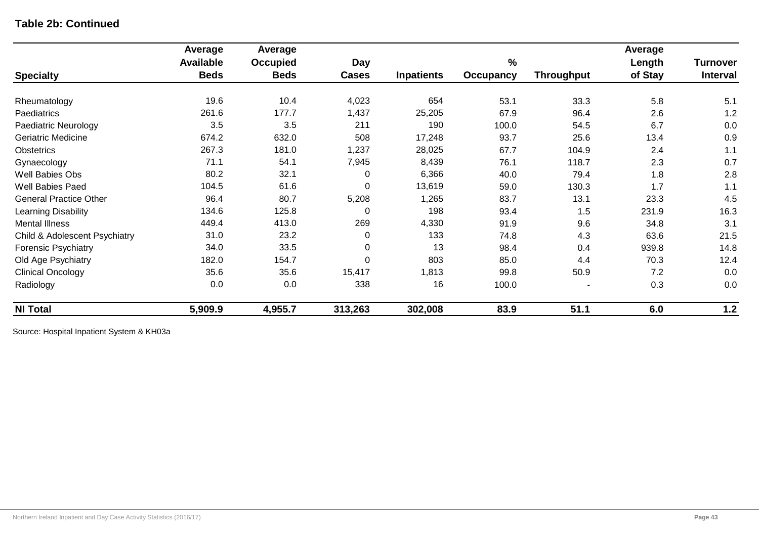**Table 2b: Continued**

| Specialty | Average Available Beds | Average Occupied Beds | Day Cases | Inpatients | % Occupancy | Throughput | Average Length of Stay | Turnover Interval |
|---|---|---|---|---|---|---|---|---|
| Rheumatology | 19.6 | 10.4 | 4,023 | 654 | 53.1 | 33.3 | 5.8 | 5.1 |
| Paediatrics | 261.6 | 177.7 | 1,437 | 25,205 | 67.9 | 96.4 | 2.6 | 1.2 |
| Paediatric Neurology | 3.5 | 3.5 | 211 | 190 | 100.0 | 54.5 | 6.7 | 0.0 |
| Geriatric Medicine | 674.2 | 632.0 | 508 | 17,248 | 93.7 | 25.6 | 13.4 | 0.9 |
| Obstetrics | 267.3 | 181.0 | 1,237 | 28,025 | 67.7 | 104.9 | 2.4 | 1.1 |
| Gynaecology | 71.1 | 54.1 | 7,945 | 8,439 | 76.1 | 118.7 | 2.3 | 0.7 |
| Well Babies Obs | 80.2 | 32.1 | 0 | 6,366 | 40.0 | 79.4 | 1.8 | 2.8 |
| Well Babies Paed | 104.5 | 61.6 | 0 | 13,619 | 59.0 | 130.3 | 1.7 | 1.1 |
| General Practice Other | 96.4 | 80.7 | 5,208 | 1,265 | 83.7 | 13.1 | 23.3 | 4.5 |
| Learning Disability | 134.6 | 125.8 | 0 | 198 | 93.4 | 1.5 | 231.9 | 16.3 |
| Mental Illness | 449.4 | 413.0 | 269 | 4,330 | 91.9 | 9.6 | 34.8 | 3.1 |
| Child & Adolescent Psychiatry | 31.0 | 23.2 | 0 | 133 | 74.8 | 4.3 | 63.6 | 21.5 |
| Forensic Psychiatry | 34.0 | 33.5 | 0 | 13 | 98.4 | 0.4 | 939.8 | 14.8 |
| Old Age Psychiatry | 182.0 | 154.7 | 0 | 803 | 85.0 | 4.4 | 70.3 | 12.4 |
| Clinical Oncology | 35.6 | 35.6 | 15,417 | 1,813 | 99.8 | 50.9 | 7.2 | 0.0 |
| Radiology | 0.0 | 0.0 | 338 | 16 | 100.0 | - | 0.3 | 0.0 |
| **NI Total** | **5,909.9** | **4,955.7** | **313,263** | **302,008** | **83.9** | **51.1** | **6.0** | **1.2** |

Source: Hospital Inpatient System & KH03a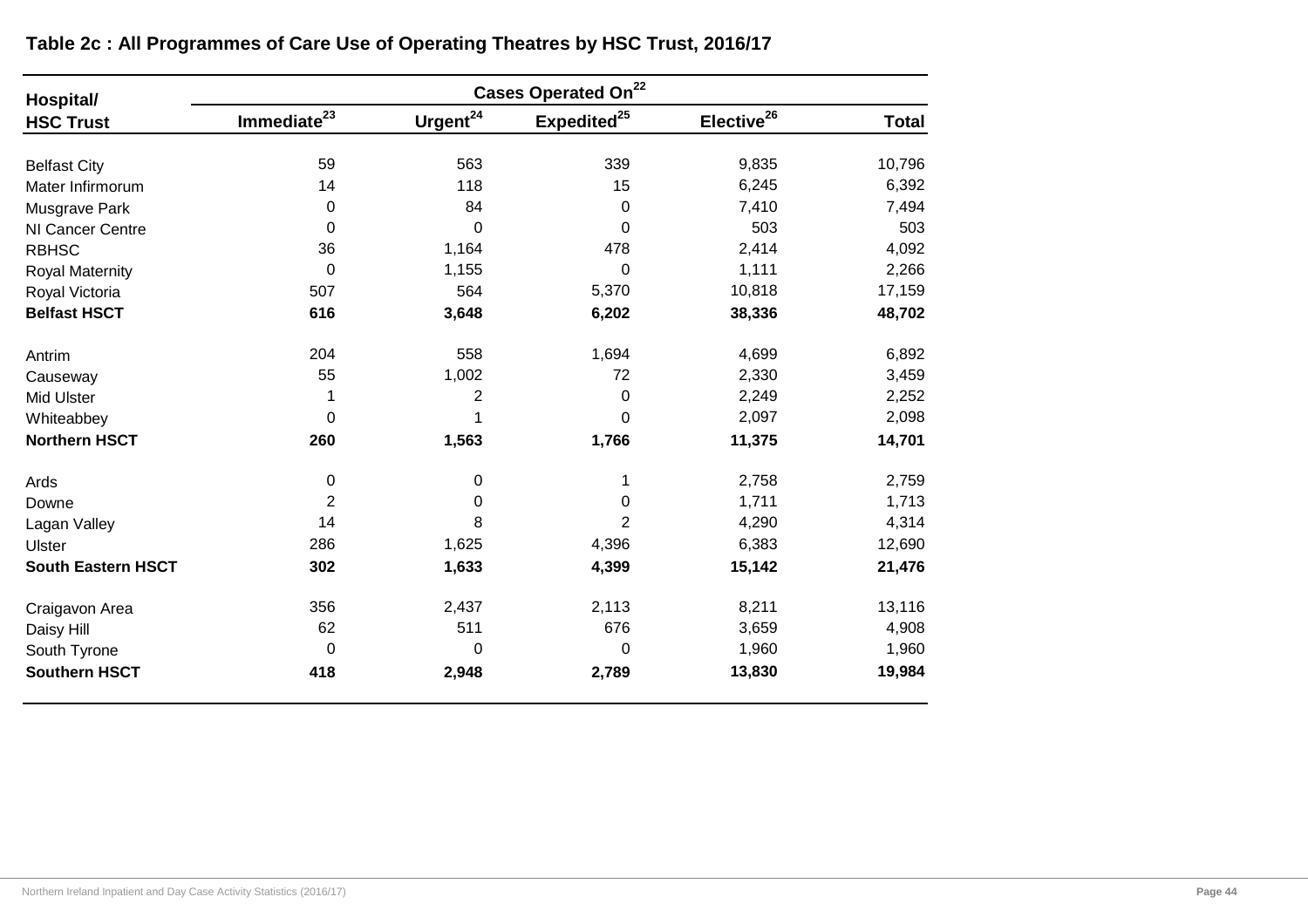**Table 2c : All Programmes of Care Use of Operating Theatres by HSC Trust, 2016/17**

| Hospital/ | Cases Operated On[22] | | | | |
|---|---|---|---|---|---|
| **HSC Trust** | **Immediate[23]** | **Urgent[24]** | **Expedited[25]** | **Elective[26]** | **Total** |
| Belfast City | 59 | 563 | 339 | 9,835 | 10,796 |
| Mater Infirmorum | 14 | 118 | 15 | 6,245 | 6,392 |
| Musgrave Park | 0 | 84 | 0 | 7,410 | 7,494 |
| NI Cancer Centre | 0 | 0 | 0 | 503 | 503 |
| RBHSC | 36 | 1,164 | 478 | 2,414 | 4,092 |
| Royal Maternity | 0 | 1,155 | 0 | 1,111 | 2,266 |
| Royal Victoria | 507 | 564 | 5,370 | 10,818 | 17,159 |
| **Belfast HSCT** | **616** | **3,648** | **6,202** | **38,336** | **48,702** |
| Antrim | 204 | 558 | 1,694 | 4,699 | 6,892 |
| Causeway | 55 | 1,002 | 72 | 2,330 | 3,459 |
| Mid Ulster | 1 | 2 | 0 | 2,249 | 2,252 |
| Whiteabbey | 0 | 1 | 0 | 2,097 | 2,098 |
| **Northern HSCT** | **260** | **1,563** | **1,766** | **11,375** | **14,701** |
| Ards | 0 | 0 | 1 | 2,758 | 2,759 |
| Downe | 2 | 0 | 0 | 1,711 | 1,713 |
| Lagan Valley | 14 | 8 | 2 | 4,290 | 4,314 |
| Ulster | 286 | 1,625 | 4,396 | 6,383 | 12,690 |
| **South Eastern HSCT** | **302** | **1,633** | **4,399** | **15,142** | **21,476** |
| Craigavon Area | 356 | 2,437 | 2,113 | 8,211 | 13,116 |
| Daisy Hill | 62 | 511 | 676 | 3,659 | 4,908 |
| South Tyrone | 0 | 0 | 0 | 1,960 | 1,960 |
| **Southern HSCT** | **418** | **2,948** | **2,789** | **13,830** | **19,984** |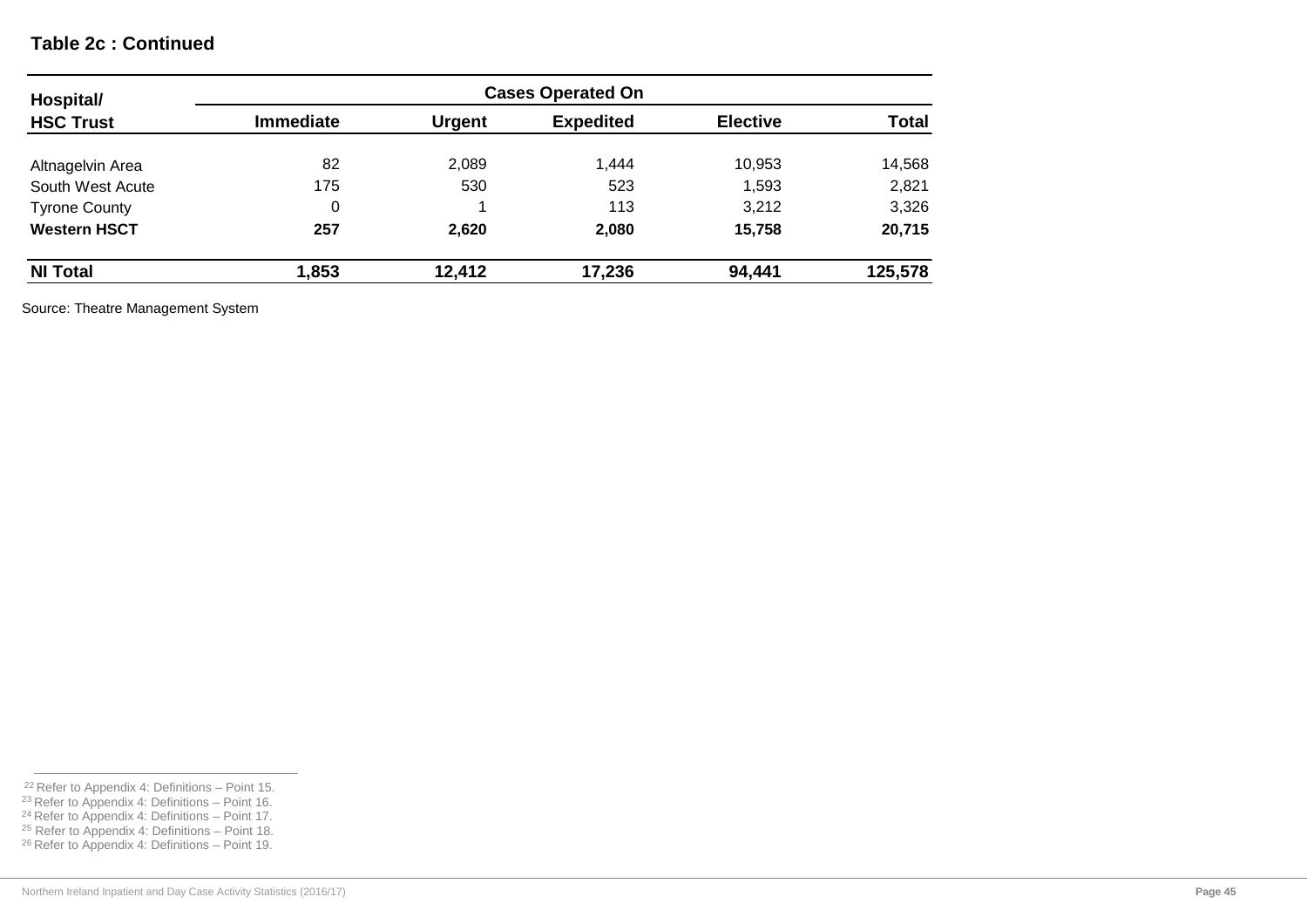**Table 2c : Continued**

| Hospital/ HSC Trust | Cases Operated On | | | | |
|---|---|---|---|---|---|
| | Immediate | Urgent | Expedited | Elective | Total |
| Altnagelvin Area | 82 | 2,089 | 1,444 | 10,953 | 14,568 |
| South West Acute | 175 | 530 | 523 | 1,593 | 2,821 |
| Tyrone County | 0 | 1 | 113 | 3,212 | 3,326 |
| **Western HSCT** | **257** | **2,620** | **2,080** | **15,758** | **20,715** |
| **NI Total** | **1,853** | **12,412** | **17,236** | **94,441** | **125,578** |

Source: Theatre Management System

---

[22] Refer to Appendix 4: Definitions – Point 15.
[23] Refer to Appendix 4: Definitions – Point 16.
[24] Refer to Appendix 4: Definitions – Point 17.
[25] Refer to Appendix 4: Definitions – Point 18.
[26] Refer to Appendix 4: Definitions – Point 19.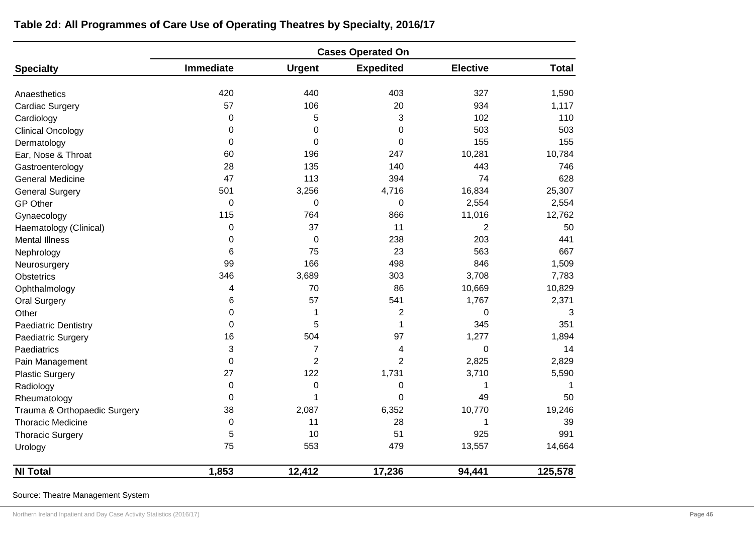**Table 2d: All Programmes of Care Use of Operating Theatres by Specialty, 2016/17**

| | Cases Operated On | | | | |
|---|---|---|---|---|---|
| **Specialty** | **Immediate** | **Urgent** | **Expedited** | **Elective** | **Total** |
| Anaesthetics | 420 | 440 | 403 | 327 | 1,590 |
| Cardiac Surgery | 57 | 106 | 20 | 934 | 1,117 |
| Cardiology | 0 | 5 | 3 | 102 | 110 |
| Clinical Oncology | 0 | 0 | 0 | 503 | 503 |
| Dermatology | 0 | 0 | 0 | 155 | 155 |
| Ear, Nose & Throat | 60 | 196 | 247 | 10,281 | 10,784 |
| Gastroenterology | 28 | 135 | 140 | 443 | 746 |
| General Medicine | 47 | 113 | 394 | 74 | 628 |
| General Surgery | 501 | 3,256 | 4,716 | 16,834 | 25,307 |
| GP Other | 0 | 0 | 0 | 2,554 | 2,554 |
| Gynaecology | 115 | 764 | 866 | 11,016 | 12,762 |
| Haematology (Clinical) | 0 | 37 | 11 | 2 | 50 |
| Mental Illness | 0 | 0 | 238 | 203 | 441 |
| Nephrology | 6 | 75 | 23 | 563 | 667 |
| Neurosurgery | 99 | 166 | 498 | 846 | 1,509 |
| Obstetrics | 346 | 3,689 | 303 | 3,708 | 7,783 |
| Ophthalmology | 4 | 70 | 86 | 10,669 | 10,829 |
| Oral Surgery | 6 | 57 | 541 | 1,767 | 2,371 |
| Other | 0 | 1 | 2 | 0 | 3 |
| Paediatric Dentistry | 0 | 5 | 1 | 345 | 351 |
| Paediatric Surgery | 16 | 504 | 97 | 1,277 | 1,894 |
| Paediatrics | 3 | 7 | 4 | 0 | 14 |
| Pain Management | 0 | 2 | 2 | 2,825 | 2,829 |
| Plastic Surgery | 27 | 122 | 1,731 | 3,710 | 5,590 |
| Radiology | 0 | 0 | 0 | 1 | 1 |
| Rheumatology | 0 | 1 | 0 | 49 | 50 |
| Trauma & Orthopaedic Surgery | 38 | 2,087 | 6,352 | 10,770 | 19,246 |
| Thoracic Medicine | 0 | 11 | 28 | 1 | 39 |
| Thoracic Surgery | 5 | 10 | 51 | 925 | 991 |
| Urology | 75 | 553 | 479 | 13,557 | 14,664 |
| **NI Total** | **1,853** | **12,412** | **17,236** | **94,441** | **125,578** |

Source: Theatre Management System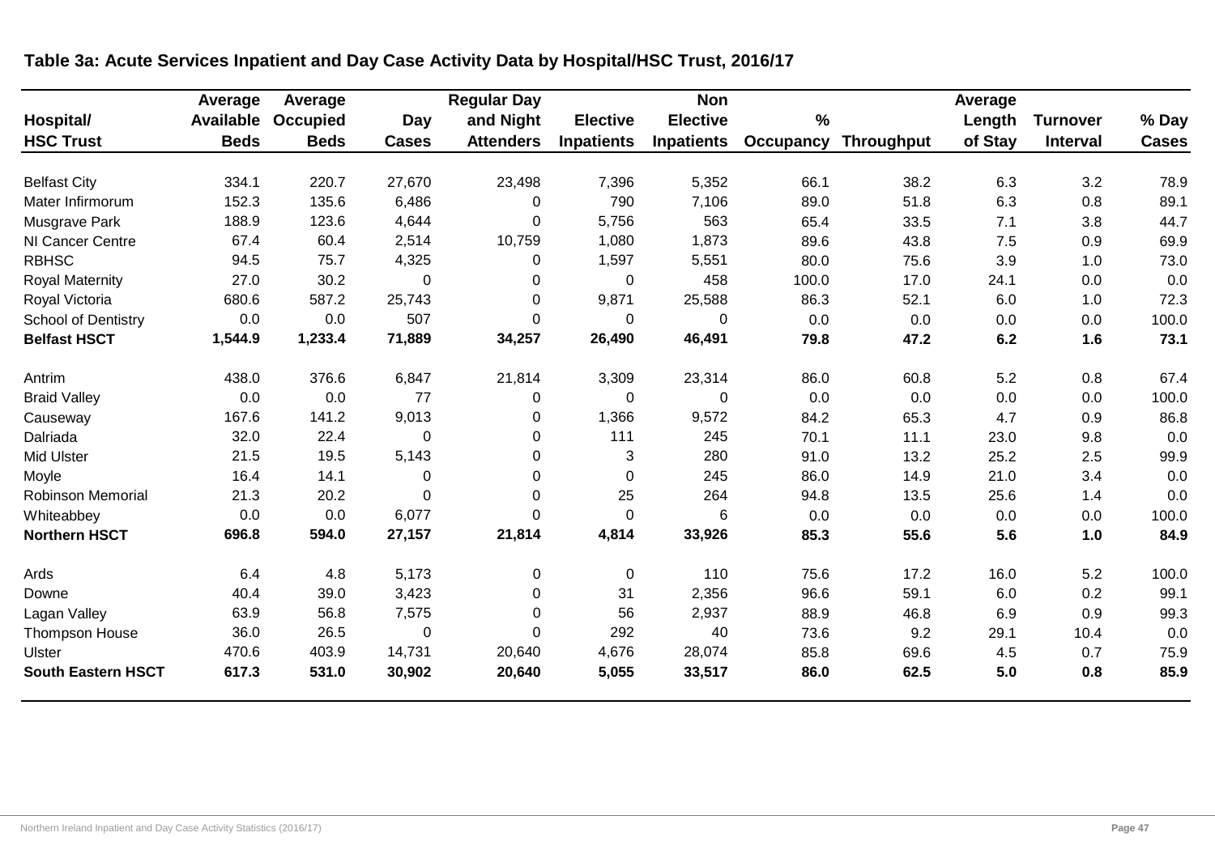**Table 3a: Acute Services Inpatient and Day Case Activity Data by Hospital/HSC Trust, 2016/17**

| Hospital/ HSC Trust | Average Available Beds | Average Occupied Beds | Day Cases | Regular Day and Night Attenders | Elective Inpatients | Non Elective Inpatients | % Occupancy | Throughput | Average Length of Stay | Turnover Interval | % Day Cases |
|---|---|---|---|---|---|---|---|---|---|---|---|
| Belfast City | 334.1 | 220.7 | 27,670 | 23,498 | 7,396 | 5,352 | 66.1 | 38.2 | 6.3 | 3.2 | 78.9 |
| Mater Infirmorum | 152.3 | 135.6 | 6,486 | 0 | 790 | 7,106 | 89.0 | 51.8 | 6.3 | 0.8 | 89.1 |
| Musgrave Park | 188.9 | 123.6 | 4,644 | 0 | 5,756 | 563 | 65.4 | 33.5 | 7.1 | 3.8 | 44.7 |
| NI Cancer Centre | 67.4 | 60.4 | 2,514 | 10,759 | 1,080 | 1,873 | 89.6 | 43.8 | 7.5 | 0.9 | 69.9 |
| RBHSC | 94.5 | 75.7 | 4,325 | 0 | 1,597 | 5,551 | 80.0 | 75.6 | 3.9 | 1.0 | 73.0 |
| Royal Maternity | 27.0 | 30.2 | 0 | 0 | 0 | 458 | 100.0 | 17.0 | 24.1 | 0.0 | 0.0 |
| Royal Victoria | 680.6 | 587.2 | 25,743 | 0 | 9,871 | 25,588 | 86.3 | 52.1 | 6.0 | 1.0 | 72.3 |
| School of Dentistry | 0.0 | 0.0 | 507 | 0 | 0 | 0 | 0.0 | 0.0 | 0.0 | 0.0 | 100.0 |
| **Belfast HSCT** | **1,544.9** | **1,233.4** | **71,889** | **34,257** | **26,490** | **46,491** | **79.8** | **47.2** | **6.2** | **1.6** | **73.1** |
| Antrim | 438.0 | 376.6 | 6,847 | 21,814 | 3,309 | 23,314 | 86.0 | 60.8 | 5.2 | 0.8 | 67.4 |
| Braid Valley | 0.0 | 0.0 | 77 | 0 | 0 | 0 | 0.0 | 0.0 | 0.0 | 0.0 | 100.0 |
| Causeway | 167.6 | 141.2 | 9,013 | 0 | 1,366 | 9,572 | 84.2 | 65.3 | 4.7 | 0.9 | 86.8 |
| Dalriada | 32.0 | 22.4 | 0 | 0 | 111 | 245 | 70.1 | 11.1 | 23.0 | 9.8 | 0.0 |
| Mid Ulster | 21.5 | 19.5 | 5,143 | 0 | 3 | 280 | 91.0 | 13.2 | 25.2 | 2.5 | 99.9 |
| Moyle | 16.4 | 14.1 | 0 | 0 | 0 | 245 | 86.0 | 14.9 | 21.0 | 3.4 | 0.0 |
| Robinson Memorial | 21.3 | 20.2 | 0 | 0 | 25 | 264 | 94.8 | 13.5 | 25.6 | 1.4 | 0.0 |
| Whiteabbey | 0.0 | 0.0 | 6,077 | 0 | 0 | 6 | 0.0 | 0.0 | 0.0 | 0.0 | 100.0 |
| **Northern HSCT** | **696.8** | **594.0** | **27,157** | **21,814** | **4,814** | **33,926** | **85.3** | **55.6** | **5.6** | **1.0** | **84.9** |
| Ards | 6.4 | 4.8 | 5,173 | 0 | 0 | 110 | 75.6 | 17.2 | 16.0 | 5.2 | 100.0 |
| Downe | 40.4 | 39.0 | 3,423 | 0 | 31 | 2,356 | 96.6 | 59.1 | 6.0 | 0.2 | 99.1 |
| Lagan Valley | 63.9 | 56.8 | 7,575 | 0 | 56 | 2,937 | 88.9 | 46.8 | 6.9 | 0.9 | 99.3 |
| Thompson House | 36.0 | 26.5 | 0 | 0 | 292 | 40 | 73.6 | 9.2 | 29.1 | 10.4 | 0.0 |
| Ulster | 470.6 | 403.9 | 14,731 | 20,640 | 4,676 | 28,074 | 85.8 | 69.6 | 4.5 | 0.7 | 75.9 |
| **South Eastern HSCT** | **617.3** | **531.0** | **30,902** | **20,640** | **5,055** | **33,517** | **86.0** | **62.5** | **5.0** | **0.8** | **85.9** |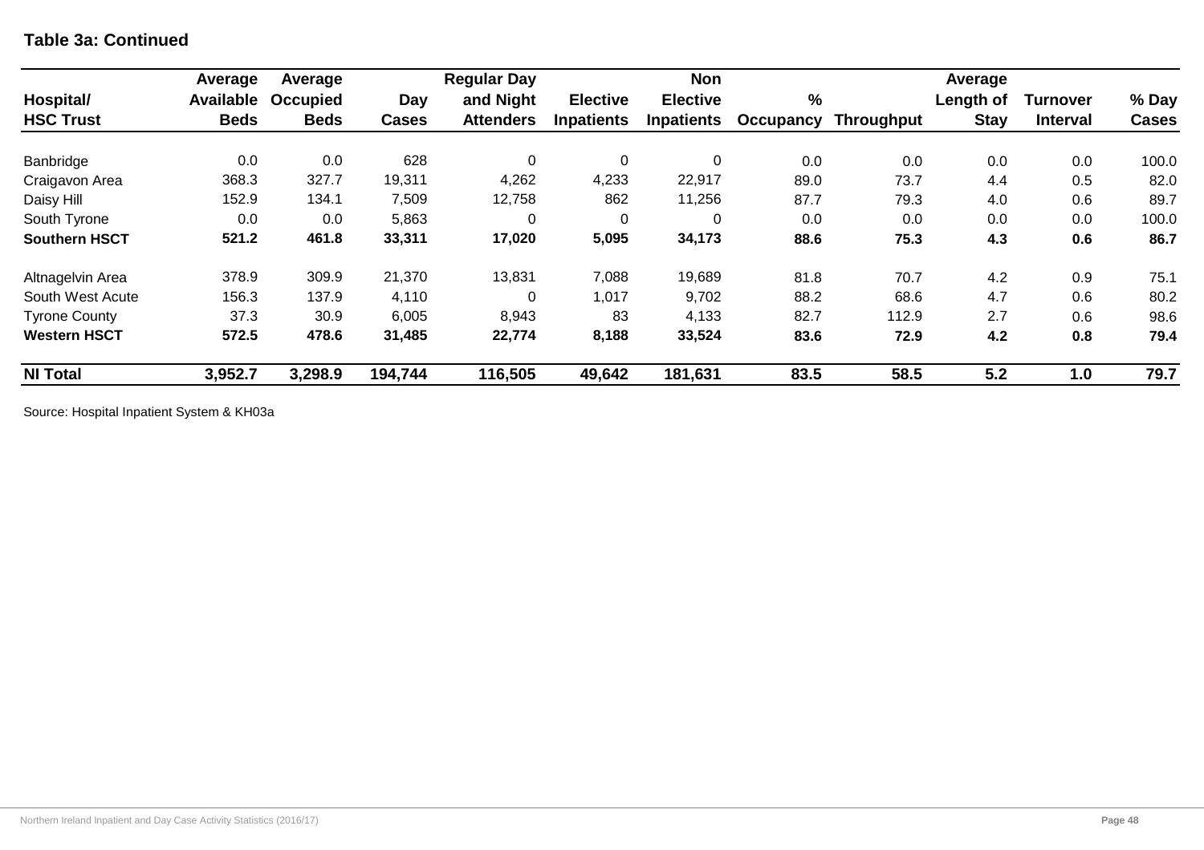**Table 3a: Continued**

| Hospital/ HSC Trust | Average Available Beds | Average Occupied Beds | Day Cases | Regular Day and Night Attenders | Elective Inpatients | Non Elective Inpatients | % Occupancy | Throughput | Average Length of Stay | Turnover Interval | % Day Cases |
|---|---|---|---|---|---|---|---|---|---|---|---|
| Banbridge | 0.0 | 0.0 | 628 | 0 | 0 | 0 | 0.0 | 0.0 | 0.0 | 0.0 | 100.0 |
| Craigavon Area | 368.3 | 327.7 | 19,311 | 4,262 | 4,233 | 22,917 | 89.0 | 73.7 | 4.4 | 0.5 | 82.0 |
| Daisy Hill | 152.9 | 134.1 | 7,509 | 12,758 | 862 | 11,256 | 87.7 | 79.3 | 4.0 | 0.6 | 89.7 |
| South Tyrone | 0.0 | 0.0 | 5,863 | 0 | 0 | 0 | 0.0 | 0.0 | 0.0 | 0.0 | 100.0 |
| **Southern HSCT** | **521.2** | **461.8** | **33,311** | **17,020** | **5,095** | **34,173** | **88.6** | **75.3** | **4.3** | **0.6** | **86.7** |
| Altnagelvin Area | 378.9 | 309.9 | 21,370 | 13,831 | 7,088 | 19,689 | 81.8 | 70.7 | 4.2 | 0.9 | 75.1 |
| South West Acute | 156.3 | 137.9 | 4,110 | 0 | 1,017 | 9,702 | 88.2 | 68.6 | 4.7 | 0.6 | 80.2 |
| Tyrone County | 37.3 | 30.9 | 6,005 | 8,943 | 83 | 4,133 | 82.7 | 112.9 | 2.7 | 0.6 | 98.6 |
| **Western HSCT** | **572.5** | **478.6** | **31,485** | **22,774** | **8,188** | **33,524** | **83.6** | **72.9** | **4.2** | **0.8** | **79.4** |
| **NI Total** | **3,952.7** | **3,298.9** | **194,744** | **116,505** | **49,642** | **181,631** | **83.5** | **58.5** | **5.2** | **1.0** | **79.7** |

Source: Hospital Inpatient System & KH03a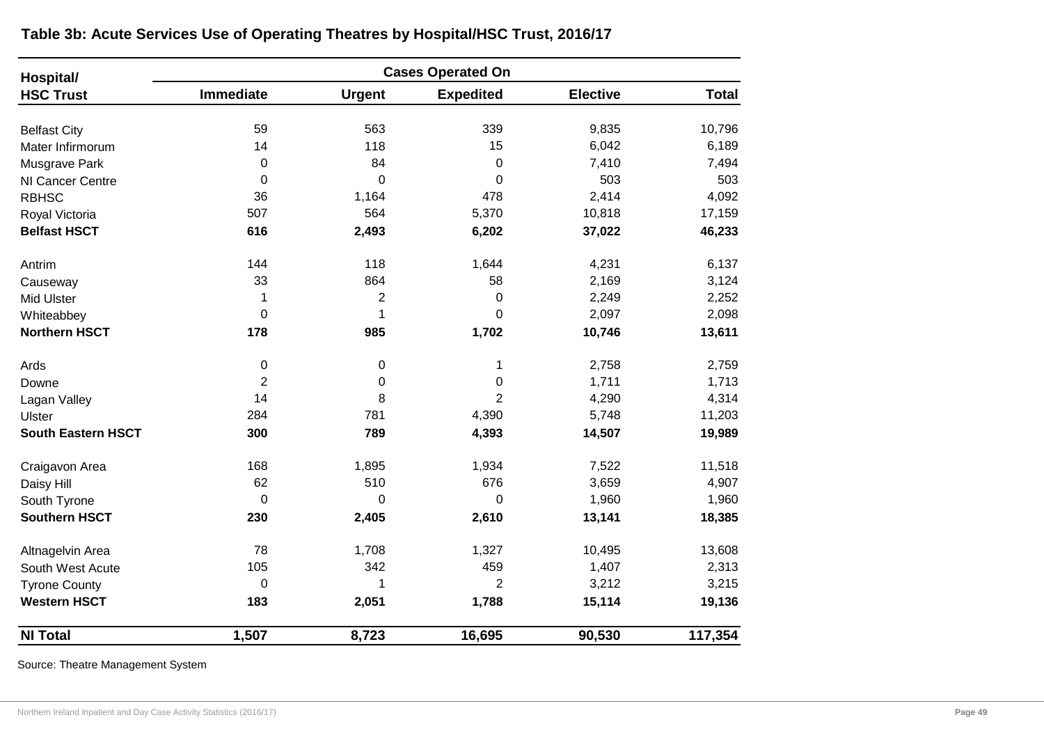**Table 3b: Acute Services Use of Operating Theatres by Hospital/HSC Trust, 2016/17**

| Hospital/ HSC Trust | Cases Operated On | | | | |
|---|---|---|---|---|---|
| | **Immediate** | **Urgent** | **Expedited** | **Elective** | **Total** |
| Belfast City | 59 | 563 | 339 | 9,835 | 10,796 |
| Mater Infirmorum | 14 | 118 | 15 | 6,042 | 6,189 |
| Musgrave Park | 0 | 84 | 0 | 7,410 | 7,494 |
| NI Cancer Centre | 0 | 0 | 0 | 503 | 503 |
| RBHSC | 36 | 1,164 | 478 | 2,414 | 4,092 |
| Royal Victoria | 507 | 564 | 5,370 | 10,818 | 17,159 |
| **Belfast HSCT** | **616** | **2,493** | **6,202** | **37,022** | **46,233** |
| Antrim | 144 | 118 | 1,644 | 4,231 | 6,137 |
| Causeway | 33 | 864 | 58 | 2,169 | 3,124 |
| Mid Ulster | 1 | 2 | 0 | 2,249 | 2,252 |
| Whiteabbey | 0 | 1 | 0 | 2,097 | 2,098 |
| **Northern HSCT** | **178** | **985** | **1,702** | **10,746** | **13,611** |
| Ards | 0 | 0 | 1 | 2,758 | 2,759 |
| Downe | 2 | 0 | 0 | 1,711 | 1,713 |
| Lagan Valley | 14 | 8 | 2 | 4,290 | 4,314 |
| Ulster | 284 | 781 | 4,390 | 5,748 | 11,203 |
| **South Eastern HSCT** | **300** | **789** | **4,393** | **14,507** | **19,989** |
| Craigavon Area | 168 | 1,895 | 1,934 | 7,522 | 11,518 |
| Daisy Hill | 62 | 510 | 676 | 3,659 | 4,907 |
| South Tyrone | 0 | 0 | 0 | 1,960 | 1,960 |
| **Southern HSCT** | **230** | **2,405** | **2,610** | **13,141** | **18,385** |
| Altnagelvin Area | 78 | 1,708 | 1,327 | 10,495 | 13,608 |
| South West Acute | 105 | 342 | 459 | 1,407 | 2,313 |
| Tyrone County | 0 | 1 | 2 | 3,212 | 3,215 |
| **Western HSCT** | **183** | **2,051** | **1,788** | **15,114** | **19,136** |
| **NI Total** | **1,507** | **8,723** | **16,695** | **90,530** | **117,354** |

Source: Theatre Management System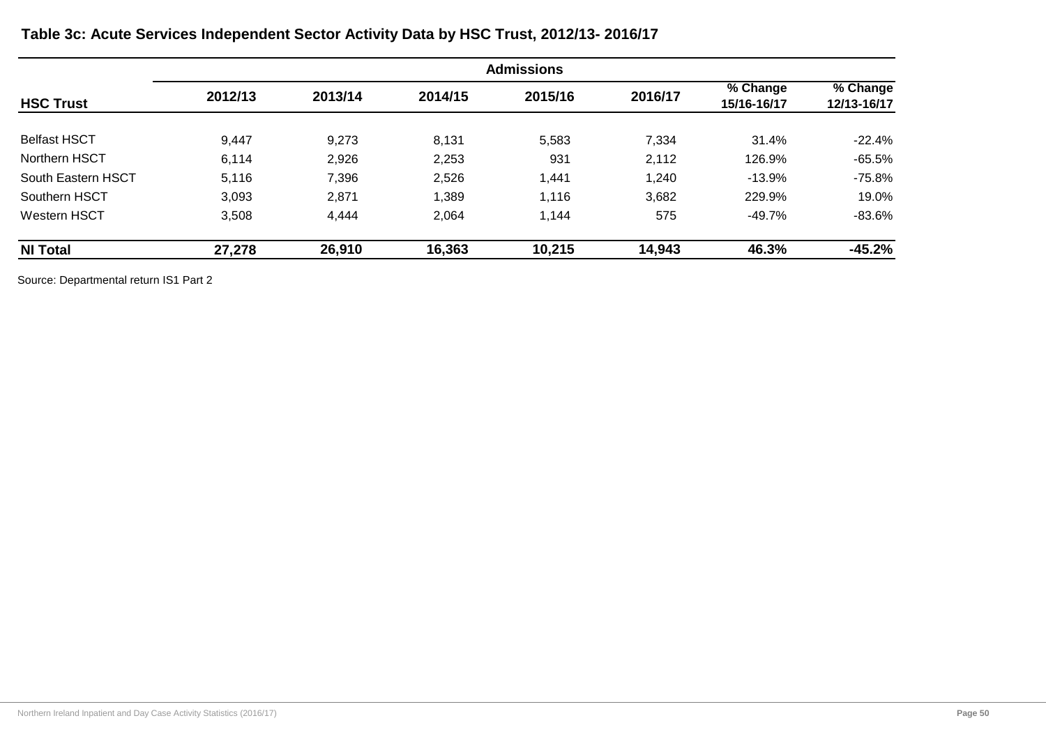**Table 3c: Acute Services Independent Sector Activity Data by HSC Trust, 2012/13- 2016/17**

| | Admissions | | | | | | |
|---|---|---|---|---|---|---|---|
| **HSC Trust** | **2012/13** | **2013/14** | **2014/15** | **2015/16** | **2016/17** | **% Change 15/16-16/17** | **% Change 12/13-16/17** |
| Belfast HSCT | 9,447 | 9,273 | 8,131 | 5,583 | 7,334 | 31.4% | -22.4% |
| Northern HSCT | 6,114 | 2,926 | 2,253 | 931 | 2,112 | 126.9% | -65.5% |
| South Eastern HSCT | 5,116 | 7,396 | 2,526 | 1,441 | 1,240 | -13.9% | -75.8% |
| Southern HSCT | 3,093 | 2,871 | 1,389 | 1,116 | 3,682 | 229.9% | 19.0% |
| Western HSCT | 3,508 | 4,444 | 2,064 | 1,144 | 575 | -49.7% | -83.6% |
| **NI Total** | **27,278** | **26,910** | **16,363** | **10,215** | **14,943** | **46.3%** | **-45.2%** |

Source: Departmental return IS1 Part 2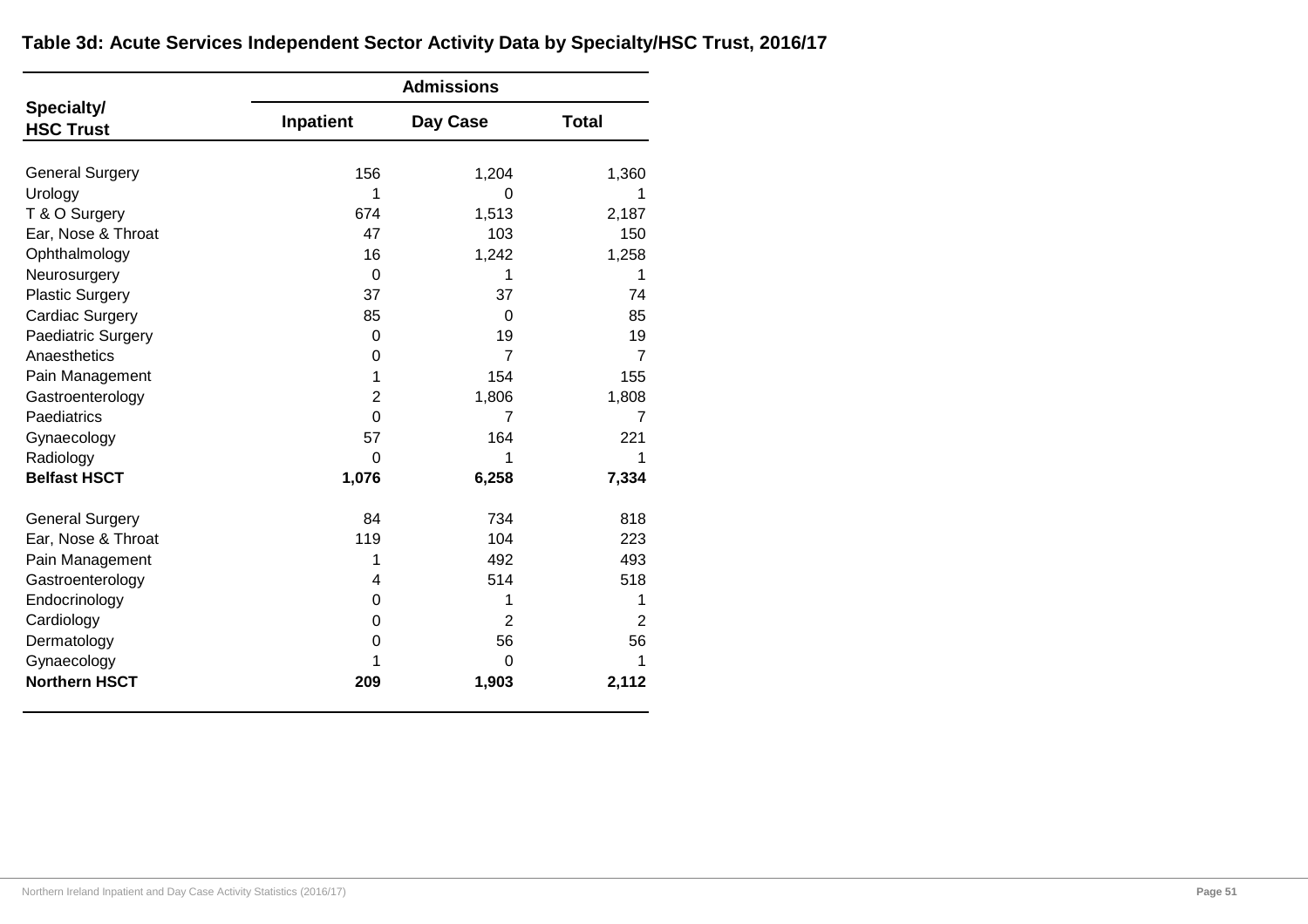**Table 3d: Acute Services Independent Sector Activity Data by Specialty/HSC Trust, 2016/17**

| Specialty/ HSC Trust | Admissions | | |
|---|---|---|---|
| | Inpatient | Day Case | Total |
| General Surgery | 156 | 1,204 | 1,360 |
| Urology | 1 | 0 | 1 |
| T & O Surgery | 674 | 1,513 | 2,187 |
| Ear, Nose & Throat | 47 | 103 | 150 |
| Ophthalmology | 16 | 1,242 | 1,258 |
| Neurosurgery | 0 | 1 | 1 |
| Plastic Surgery | 37 | 37 | 74 |
| Cardiac Surgery | 85 | 0 | 85 |
| Paediatric Surgery | 0 | 19 | 19 |
| Anaesthetics | 0 | 7 | 7 |
| Pain Management | 1 | 154 | 155 |
| Gastroenterology | 2 | 1,806 | 1,808 |
| Paediatrics | 0 | 7 | 7 |
| Gynaecology | 57 | 164 | 221 |
| Radiology | 0 | 1 | 1 |
| **Belfast HSCT** | **1,076** | **6,258** | **7,334** |
| General Surgery | 84 | 734 | 818 |
| Ear, Nose & Throat | 119 | 104 | 223 |
| Pain Management | 1 | 492 | 493 |
| Gastroenterology | 4 | 514 | 518 |
| Endocrinology | 0 | 1 | 1 |
| Cardiology | 0 | 2 | 2 |
| Dermatology | 0 | 56 | 56 |
| Gynaecology | 1 | 0 | 1 |
| **Northern HSCT** | **209** | **1,903** | **2,112** |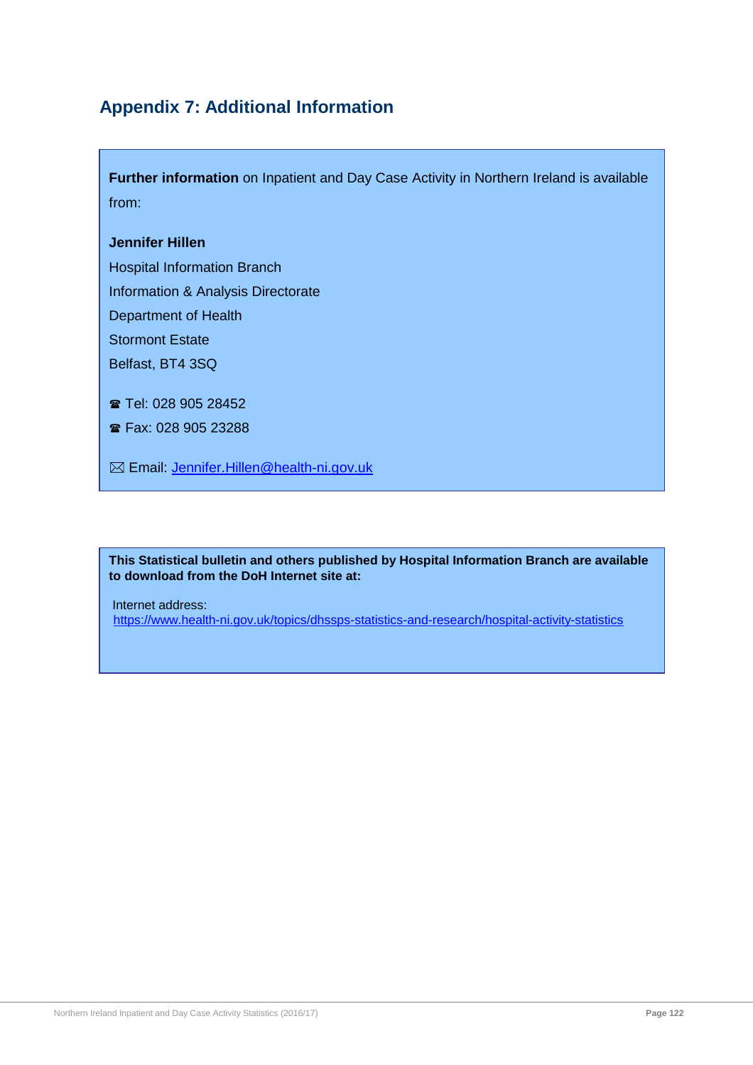## Appendix 7: Additional Information

**Further information** on Inpatient and Day Case Activity in Northern Ireland is available from:

**Jennifer Hillen**
Hospital Information Branch
Information & Analysis Directorate
Department of Health
Stormont Estate
Belfast, BT4 3SQ

☎ Tel: 028 905 28452
☎ Fax: 028 905 23288

✉ Email: Jennifer.Hillen@health-ni.gov.uk

**This Statistical bulletin and others published by Hospital Information Branch are available to download from the DoH Internet site at:**

Internet address:
https://www.health-ni.gov.uk/topics/dhssps-statistics-and-research/hospital-activity-statistics